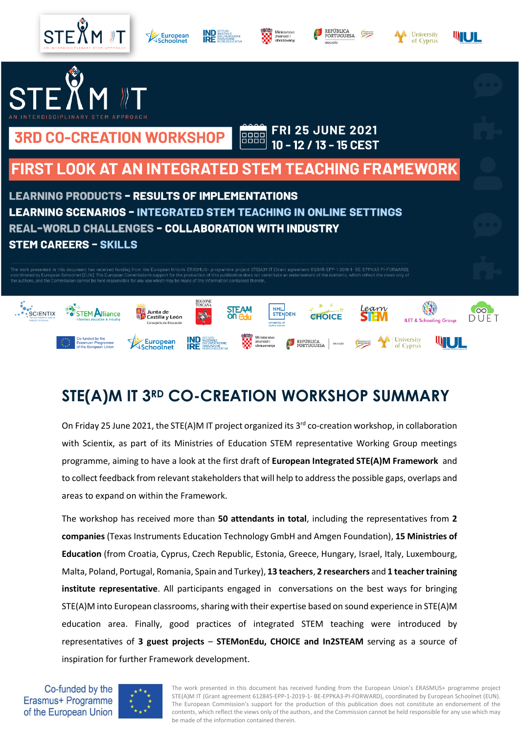# STE(A)M IT

AN INTERDISCIPLINARY STEM APPROACH

## 3RD CO-CREATION WORKSHOP

**FRI 25 JUNE 2021**
**10 – 12 / 13 – 15 CEST**

## FIRST LOOK AT AN INTEGRATED STEM TEACHING FRAMEWORK

**LEARNING PRODUCTS – RESULTS OF IMPLEMENTATIONS**
**LEARNING SCENARIOS – INTEGRATED STEM TEACHING IN ONLINE SETTINGS**
**REAL-WORLD CHALLENGES – COLLABORATION WITH INDUSTRY**
**STEM CAREERS – SKILLS**

The work presented in this document has received funding from the European Union's ERASMUS+ programme project STE(A)M IT (Grant agreement 612845-EPP-1-2019-1- BE-EPPKA3-PI-FORWARD), coordinated by European Schoolnet (EUN). The European Commission's support for the production of this publication does not constitute an endorsement of the contents, which reflect the views only of the authors, and the Commission cannot be held responsible for any use which may be made of the information contained therein.

# STE(A)M IT 3RD CO-CREATION WORKSHOP SUMMARY

On Friday 25 June 2021, the STE(A)M IT project organized its 3rd co-creation workshop, in collaboration with Scientix, as part of its Ministries of Education STEM representative Working Group meetings programme, aiming to have a look at the first draft of **European Integrated STE(A)M Framework** and to collect feedback from relevant stakeholders that will help to address the possible gaps, overlaps and areas to expand on within the Framework.

The workshop has received more than **50 attendants in total**, including the representatives from **2 companies** (Texas Instruments Education Technology GmbH and Amgen Foundation), **15 Ministries of Education** (from Croatia, Cyprus, Czech Republic, Estonia, Greece, Hungary, Israel, Italy, Luxembourg, Malta, Poland, Portugal, Romania, Spain and Turkey), **13 teachers**, **2 researchers** and **1 teacher training institute representative**. All participants engaged in conversations on the best ways for bringing STE(A)M into European classrooms, sharing with their expertise based on sound experience in STE(A)M education area. Finally, good practices of integrated STEM teaching were introduced by representatives of **3 guest projects** – **STEMonEdu, CHOICE and In2STEAM** serving as a source of inspiration for further Framework development.

Co-funded by the Erasmus+ Programme of the European Union

The work presented in this document has received funding from the European Union's ERASMUS+ programme project STE(A)M IT (Grant agreement 612845-EPP-1-2019-1- BE-EPPKA3-PI-FORWARD), coordinated by European Schoolnet (EUN). The European Commission's support for the production of this publication does not constitute an endorsement of the contents, which reflect the views only of the authors, and the Commission cannot be held responsible for any use which may be made of the information contained therein.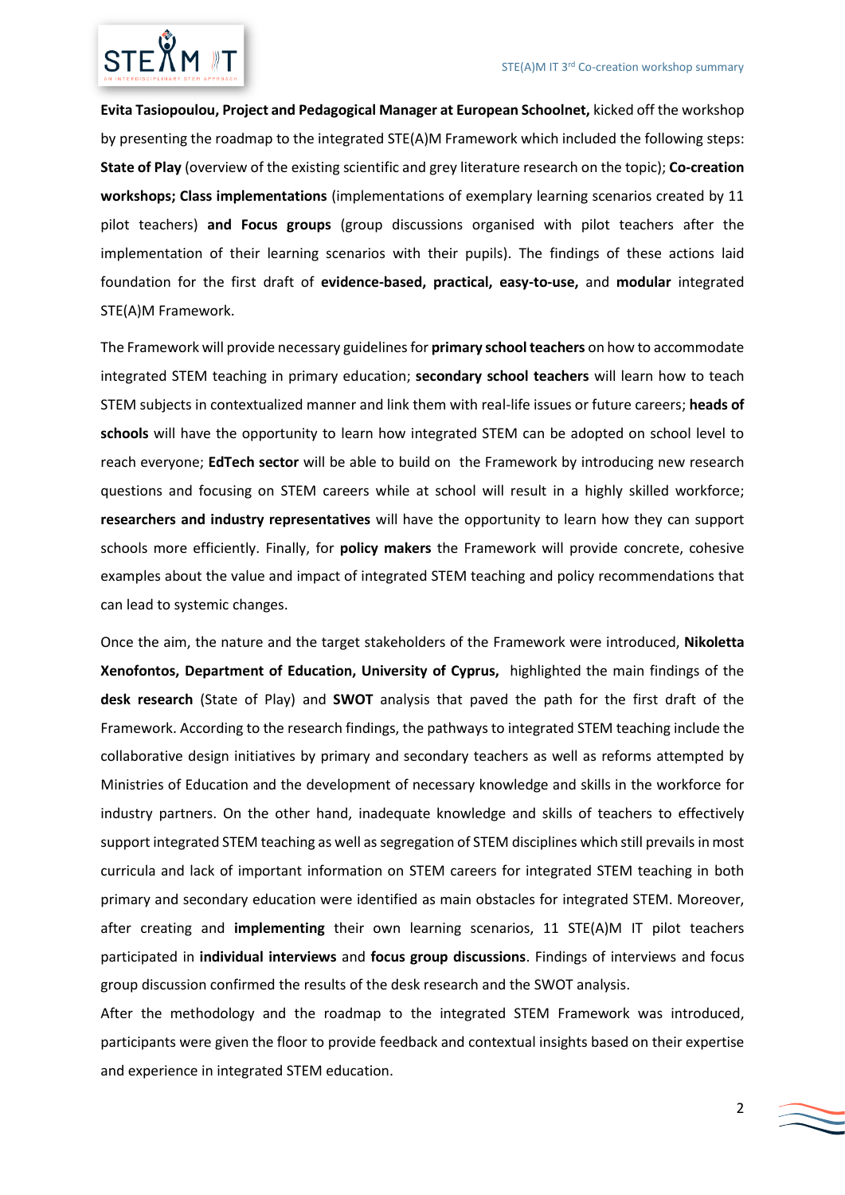**Evita Tasiopoulou, Project and Pedagogical Manager at European Schoolnet,** kicked off the workshop by presenting the roadmap to the integrated STE(A)M Framework which included the following steps: **State of Play** (overview of the existing scientific and grey literature research on the topic); **Co-creation workshops; Class implementations** (implementations of exemplary learning scenarios created by 11 pilot teachers) **and Focus groups** (group discussions organised with pilot teachers after the implementation of their learning scenarios with their pupils). The findings of these actions laid foundation for the first draft of **evidence-based, practical, easy-to-use,** and **modular** integrated STE(A)M Framework.

The Framework will provide necessary guidelines for **primary school teachers** on how to accommodate integrated STEM teaching in primary education; **secondary school teachers** will learn how to teach STEM subjects in contextualized manner and link them with real-life issues or future careers; **heads of schools** will have the opportunity to learn how integrated STEM can be adopted on school level to reach everyone; **EdTech sector** will be able to build on the Framework by introducing new research questions and focusing on STEM careers while at school will result in a highly skilled workforce; **researchers and industry representatives** will have the opportunity to learn how they can support schools more efficiently. Finally, for **policy makers** the Framework will provide concrete, cohesive examples about the value and impact of integrated STEM teaching and policy recommendations that can lead to systemic changes.

Once the aim, the nature and the target stakeholders of the Framework were introduced, **Nikoletta Xenofontos, Department of Education, University of Cyprus,** highlighted the main findings of the **desk research** (State of Play) and **SWOT** analysis that paved the path for the first draft of the Framework. According to the research findings, the pathways to integrated STEM teaching include the collaborative design initiatives by primary and secondary teachers as well as reforms attempted by Ministries of Education and the development of necessary knowledge and skills in the workforce for industry partners. On the other hand, inadequate knowledge and skills of teachers to effectively support integrated STEM teaching as well as segregation of STEM disciplines which still prevails in most curricula and lack of important information on STEM careers for integrated STEM teaching in both primary and secondary education were identified as main obstacles for integrated STEM. Moreover, after creating and **implementing** their own learning scenarios, 11 STE(A)M IT pilot teachers participated in **individual interviews** and **focus group discussions**. Findings of interviews and focus group discussion confirmed the results of the desk research and the SWOT analysis.

After the methodology and the roadmap to the integrated STEM Framework was introduced, participants were given the floor to provide feedback and contextual insights based on their expertise and experience in integrated STEM education.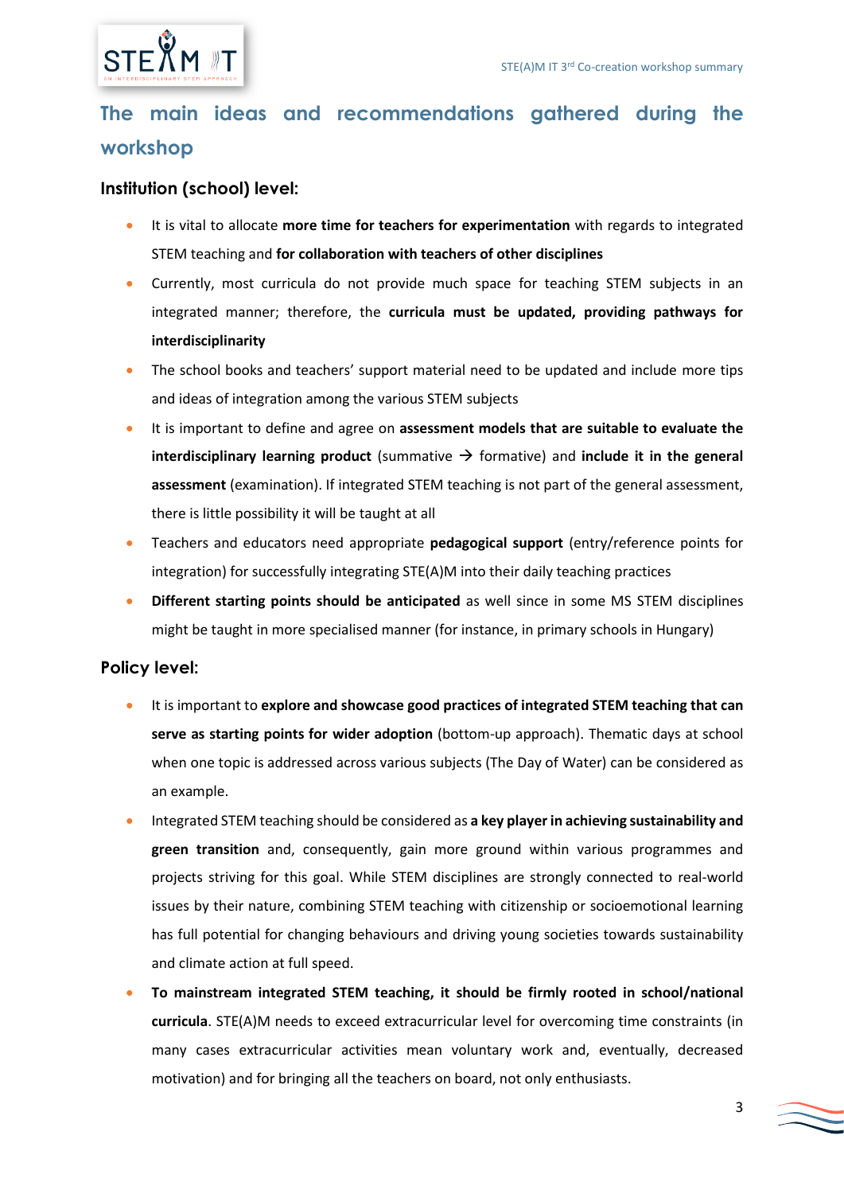## The main ideas and recommendations gathered during the workshop

### Institution (school) level:

- It is vital to allocate **more time for teachers for experimentation** with regards to integrated STEM teaching and **for collaboration with teachers of other disciplines**
- Currently, most curricula do not provide much space for teaching STEM subjects in an integrated manner; therefore, the **curricula must be updated, providing pathways for interdisciplinarity**
- The school books and teachers' support material need to be updated and include more tips and ideas of integration among the various STEM subjects
- It is important to define and agree on **assessment models that are suitable to evaluate the interdisciplinary learning product** (summative → formative) and **include it in the general assessment** (examination). If integrated STEM teaching is not part of the general assessment, there is little possibility it will be taught at all
- Teachers and educators need appropriate **pedagogical support** (entry/reference points for integration) for successfully integrating STE(A)M into their daily teaching practices
- **Different starting points should be anticipated** as well since in some MS STEM disciplines might be taught in more specialised manner (for instance, in primary schools in Hungary)

### Policy level:

- It is important to **explore and showcase good practices of integrated STEM teaching that can serve as starting points for wider adoption** (bottom-up approach). Thematic days at school when one topic is addressed across various subjects (The Day of Water) can be considered as an example.
- Integrated STEM teaching should be considered as **a key player in achieving sustainability and green transition** and, consequently, gain more ground within various programmes and projects striving for this goal. While STEM disciplines are strongly connected to real-world issues by their nature, combining STEM teaching with citizenship or socioemotional learning has full potential for changing behaviours and driving young societies towards sustainability and climate action at full speed.
- **To mainstream integrated STEM teaching, it should be firmly rooted in school/national curricula**. STE(A)M needs to exceed extracurricular level for overcoming time constraints (in many cases extracurricular activities mean voluntary work and, eventually, decreased motivation) and for bringing all the teachers on board, not only enthusiasts.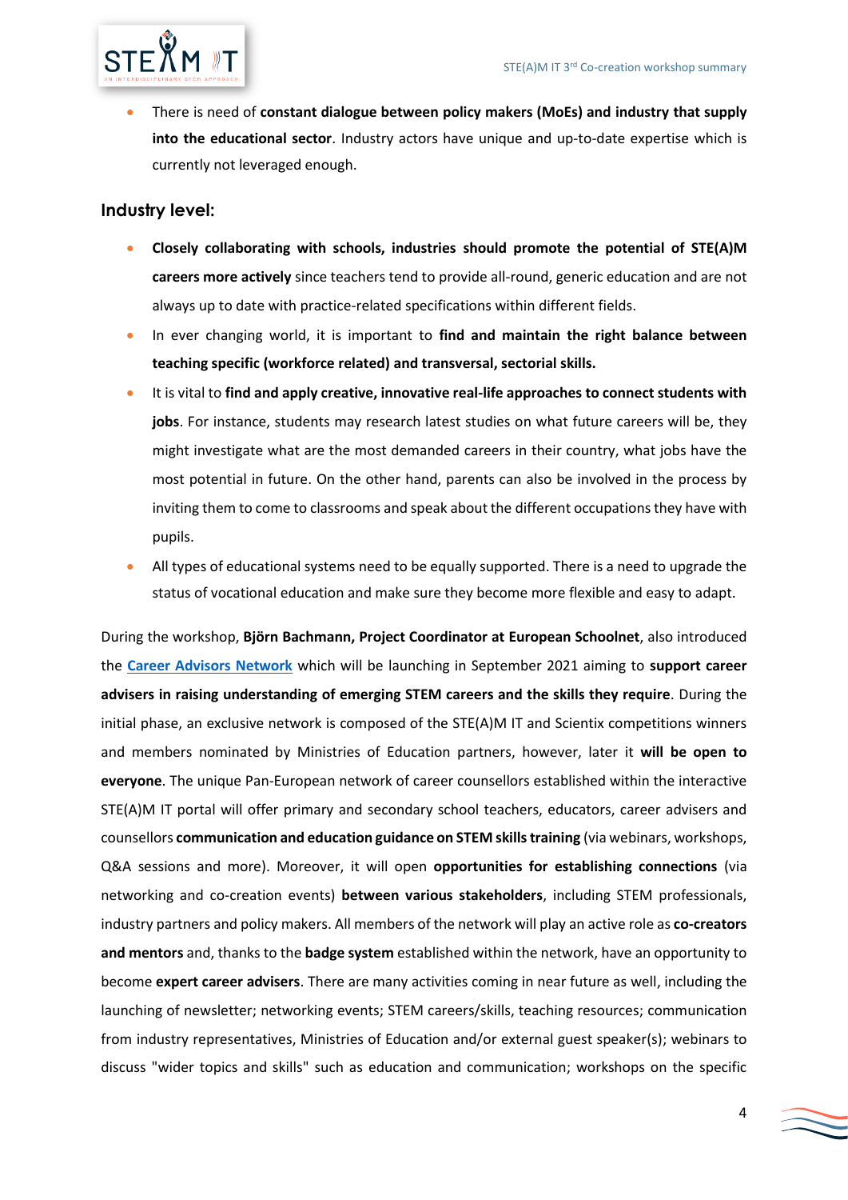- There is need of **constant dialogue between policy makers (MoEs) and industry that supply into the educational sector**. Industry actors have unique and up-to-date expertise which is currently not leveraged enough.

### Industry level:

- **Closely collaborating with schools, industries should promote the potential of STE(A)M careers more actively** since teachers tend to provide all-round, generic education and are not always up to date with practice-related specifications within different fields.
- In ever changing world, it is important to **find and maintain the right balance between teaching specific (workforce related) and transversal, sectorial skills.**
- It is vital to **find and apply creative, innovative real-life approaches to connect students with jobs**. For instance, students may research latest studies on what future careers will be, they might investigate what are the most demanded careers in their country, what jobs have the most potential in future. On the other hand, parents can also be involved in the process by inviting them to come to classrooms and speak about the different occupations they have with pupils.
- All types of educational systems need to be equally supported. There is a need to upgrade the status of vocational education and make sure they become more flexible and easy to adapt.

During the workshop, **Björn Bachmann, Project Coordinator at European Schoolnet**, also introduced the **Career Advisors Network** which will be launching in September 2021 aiming to **support career advisers in raising understanding of emerging STEM careers and the skills they require**. During the initial phase, an exclusive network is composed of the STE(A)M IT and Scientix competitions winners and members nominated by Ministries of Education partners, however, later it **will be open to everyone**. The unique Pan-European network of career counsellors established within the interactive STE(A)M IT portal will offer primary and secondary school teachers, educators, career advisers and counsellors **communication and education guidance on STEM skills training** (via webinars, workshops, Q&A sessions and more). Moreover, it will open **opportunities for establishing connections** (via networking and co-creation events) **between various stakeholders**, including STEM professionals, industry partners and policy makers. All members of the network will play an active role as **co-creators and mentors** and, thanks to the **badge system** established within the network, have an opportunity to become **expert career advisers**. There are many activities coming in near future as well, including the launching of newsletter; networking events; STEM careers/skills, teaching resources; communication from industry representatives, Ministries of Education and/or external guest speaker(s); webinars to discuss "wider topics and skills" such as education and communication; workshops on the specific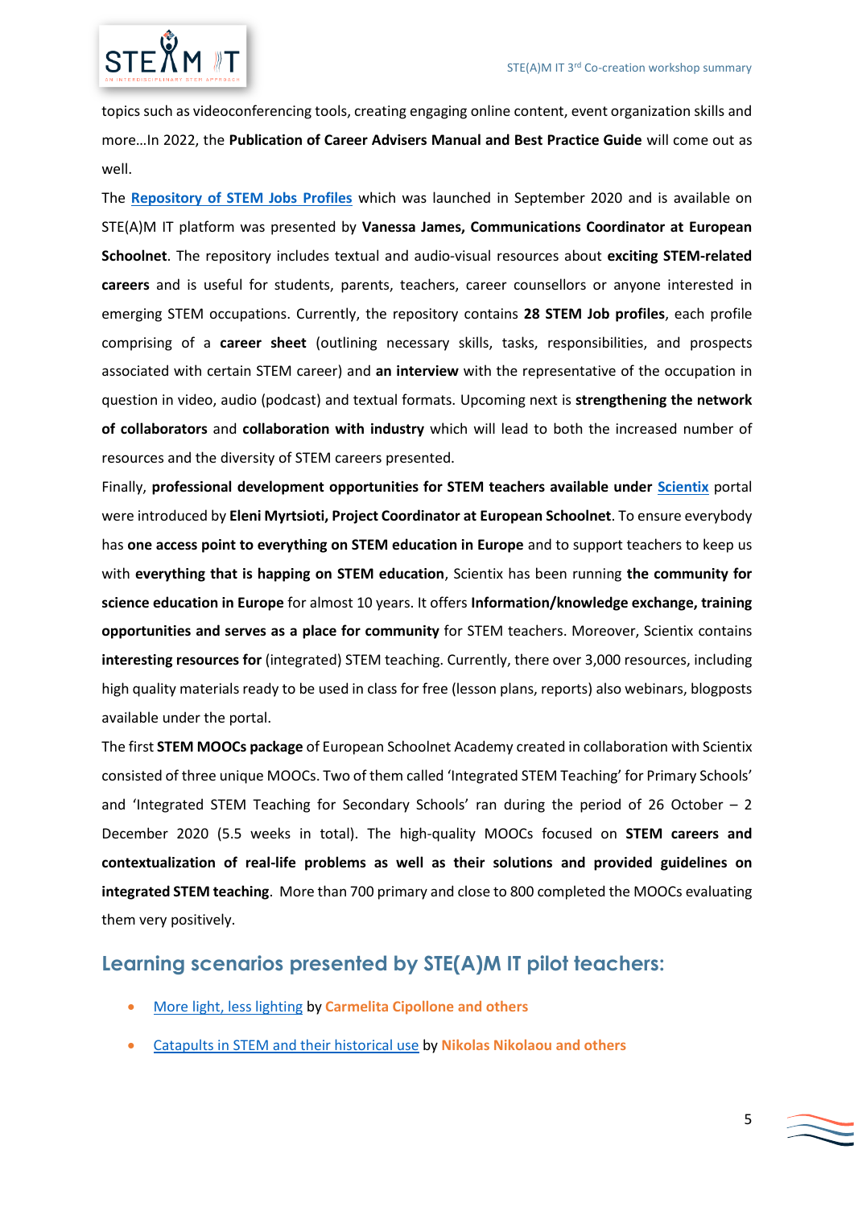topics such as videoconferencing tools, creating engaging online content, event organization skills and more…In 2022, the **Publication of Career Advisers Manual and Best Practice Guide** will come out as well.

The **Repository of STEM Jobs Profiles** which was launched in September 2020 and is available on STE(A)M IT platform was presented by **Vanessa James, Communications Coordinator at European Schoolnet**. The repository includes textual and audio-visual resources about **exciting STEM-related careers** and is useful for students, parents, teachers, career counsellors or anyone interested in emerging STEM occupations. Currently, the repository contains **28 STEM Job profiles**, each profile comprising of a **career sheet** (outlining necessary skills, tasks, responsibilities, and prospects associated with certain STEM career) and **an interview** with the representative of the occupation in question in video, audio (podcast) and textual formats. Upcoming next is **strengthening the network of collaborators** and **collaboration with industry** which will lead to both the increased number of resources and the diversity of STEM careers presented.

Finally, **professional development opportunities for STEM teachers available under Scientix** portal were introduced by **Eleni Myrtsioti, Project Coordinator at European Schoolnet**. To ensure everybody has **one access point to everything on STEM education in Europe** and to support teachers to keep us with **everything that is happing on STEM education**, Scientix has been running **the community for science education in Europe** for almost 10 years. It offers **Information/knowledge exchange, training opportunities and serves as a place for community** for STEM teachers. Moreover, Scientix contains **interesting resources for** (integrated) STEM teaching. Currently, there over 3,000 resources, including high quality materials ready to be used in class for free (lesson plans, reports) also webinars, blogposts available under the portal.

The first **STEM MOOCs package** of European Schoolnet Academy created in collaboration with Scientix consisted of three unique MOOCs. Two of them called 'Integrated STEM Teaching' for Primary Schools' and 'Integrated STEM Teaching for Secondary Schools' ran during the period of 26 October – 2 December 2020 (5.5 weeks in total). The high-quality MOOCs focused on **STEM careers and contextualization of real-life problems as well as their solutions and provided guidelines on integrated STEM teaching**. More than 700 primary and close to 800 completed the MOOCs evaluating them very positively.

## Learning scenarios presented by STE(A)M IT pilot teachers:

- More light, less lighting by **Carmelita Cipollone and others**
- Catapults in STEM and their historical use by **Nikolas Nikolaou and others**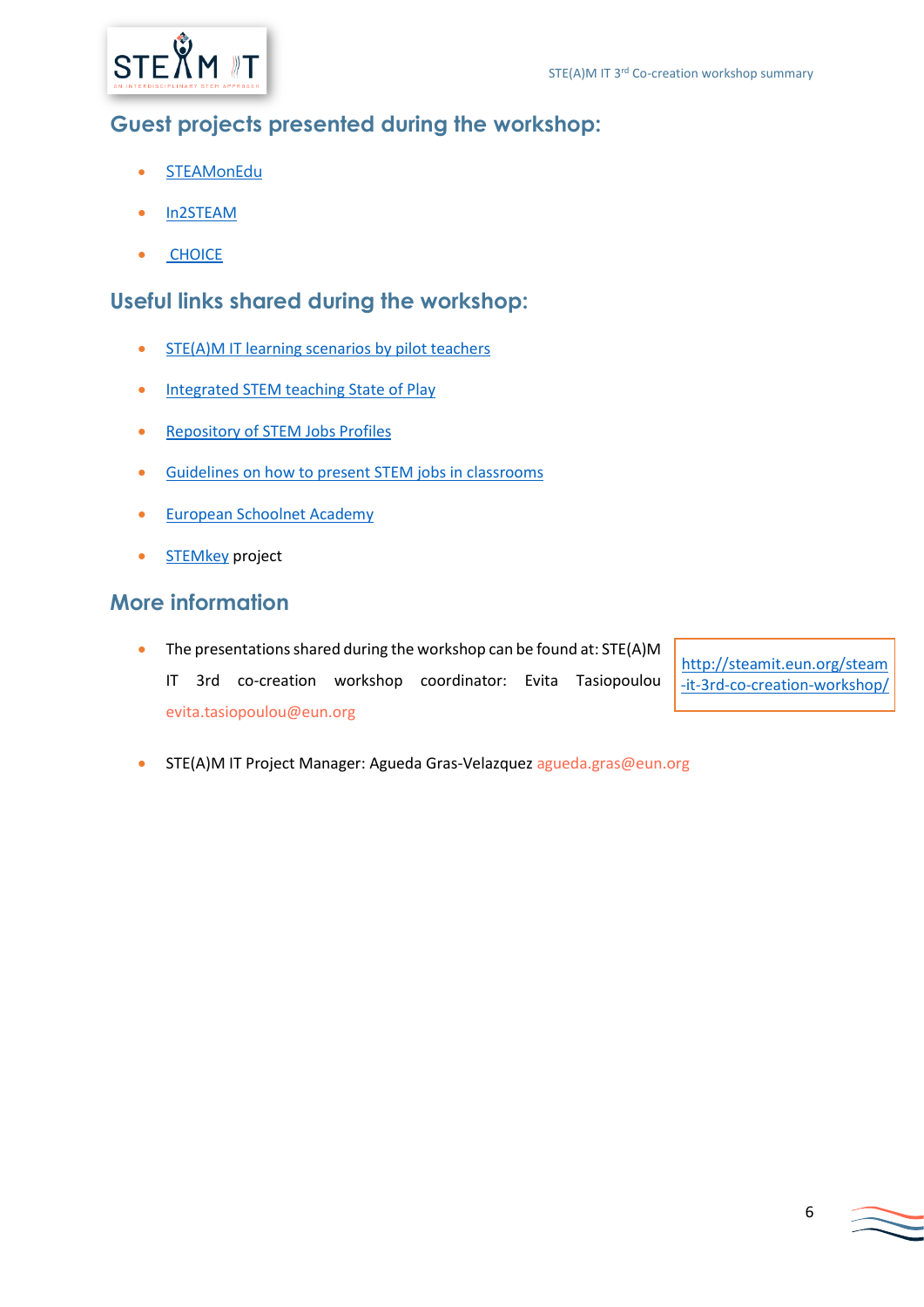## Guest projects presented during the workshop:

- STEAMonEdu
- In2STEAM
- CHOICE

## Useful links shared during the workshop:

- STE(A)M IT learning scenarios by pilot teachers
- Integrated STEM teaching State of Play
- Repository of STEM Jobs Profiles
- Guidelines on how to present STEM jobs in classrooms
- European Schoolnet Academy
- STEMkey project

## More information

- The presentations shared during the workshop can be found at: STE(A)M IT 3rd co-creation workshop coordinator: Evita Tasiopoulou evita.tasiopoulou@eun.org

  http://steamit.eun.org/steam-it-3rd-co-creation-workshop/

- STE(A)M IT Project Manager: Agueda Gras-Velazquez agueda.gras@eun.org